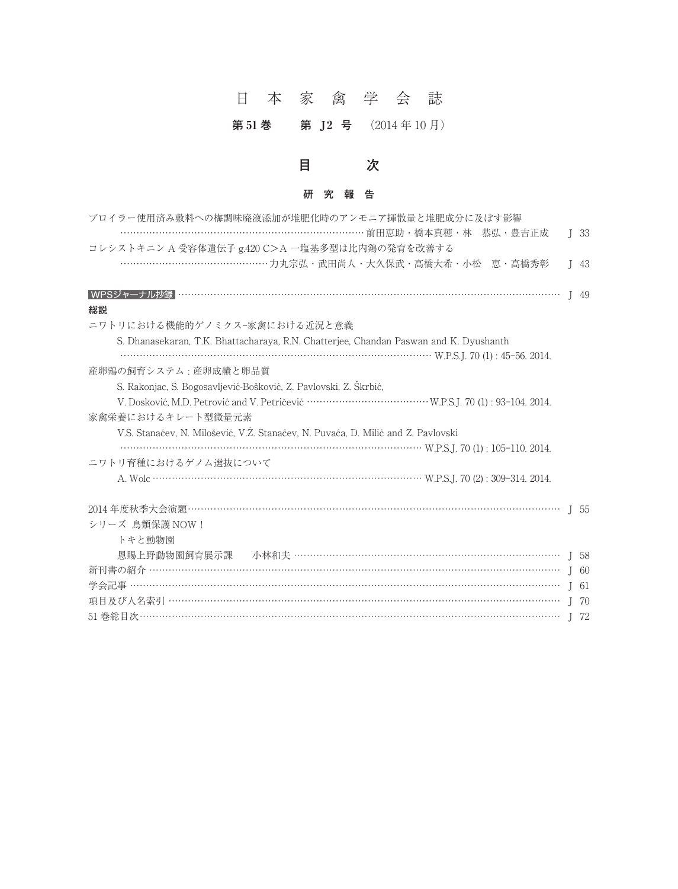# 日 本 家 禽 学 会 誌

**第51巻　第 J2 号**　(2014 年 10 月)

## 目　　次

### 研 究 報 告

ブロイラー使用済み敷料への梅調味廃液添加が堆肥化時のアンモニア揮散量と堆肥成分に及ぼす影響
　……前田恵助・橋本真穂・林　恭弘・豊吉正成　J 33

コレシストキニン A 受容体遺伝子 g.420 C>A 一塩基多型は比内鶏の発育を改善する
　……力丸宗弘・武田尚人・大久保武・高橋大希・小松　恵・高橋秀彰　J 43

**WPSジャーナル抄録** …… J 49

**総説**

ニワトリにおける機能的ゲノミクス–家禽における近況と意義
　S. Dhanasekaran, T.K. Bhattacharaya, R.N. Chatterjee, Chandan Paswan and K. Dyushanth
　…… W.P.S.J. 70 (1) : 45–56. 2014.

産卵鶏の飼育システム : 産卵成績と卵品質
　S. Rakonjac, S. Bogosavljević-Bošković, Z. Pavlovski, Z. Škrbić,
　V. Dosković, M.D. Petrović and V. Petričević …… W.P.S.J. 70 (1) : 93–104. 2014.

家禽栄養におけるキレート型微量元素
　V.S. Stanaćev, N. Milošević, V.Ź. Stanaćev, N. Puvača, D. Milić and Z. Pavlovski
　…… W.P.S.J. 70 (1) : 105–110. 2014.

ニワトリ育種におけるゲノム選抜について
　A. Wolc …… W.P.S.J. 70 (2) : 309–314. 2014.

2014 年度秋季大会演題 …… J 55

シリーズ 鳥類保護 NOW！
　トキと動物園
　恩賜上野動物園飼育展示課　小林和夫 …… J 58

新刊書の紹介 …… J 60

学会記事 …… J 61

項目及び人名索引 …… J 70

51 巻総目次 …… J 72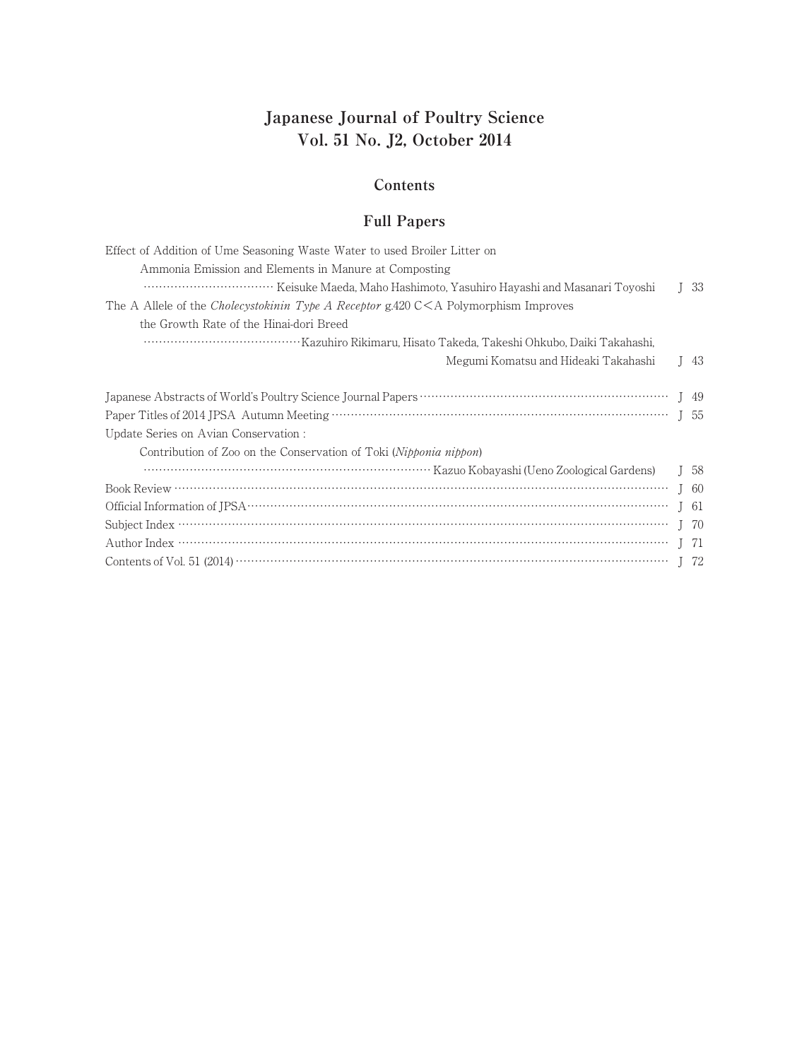# Japanese Journal of Poultry Science
# Vol. 51 No. J2, October 2014

## Contents

## Full Papers

Effect of Addition of Ume Seasoning Waste Water to used Broiler Litter on Ammonia Emission and Elements in Manure at Composting
……………………………… Keisuke Maeda, Maho Hashimoto, Yasuhiro Hayashi and Masanari Toyoshi J 33

The A Allele of the *Cholecystokinin Type A Receptor* g.420 C<A Polymorphism Improves the Growth Rate of the Hinai-dori Breed
……………………………………Kazuhiro Rikimaru, Hisato Takeda, Takeshi Ohkubo, Daiki Takahashi, Megumi Komatsu and Hideaki Takahashi J 43

Japanese Abstracts of World's Poultry Science Journal Papers ……………………………………………………… J 49

Paper Titles of 2014 JPSA Autumn Meeting …………………………………………………………………………… J 55

Update Series on Avian Conservation :
Contribution of Zoo on the Conservation of Toki (*Nipponia nippon*)
………………………………………………………………… Kazuo Kobayashi (Ueno Zoological Gardens) J 58

Book Review ………………………………………………………………………………………………………… J 60

Official Information of JPSA………………………………………………………………………………………… J 61

Subject Index ………………………………………………………………………………………………………… J 70

Author Index ………………………………………………………………………………………………………… J 71

Contents of Vol. 51 (2014) …………………………………………………………………………………………… J 72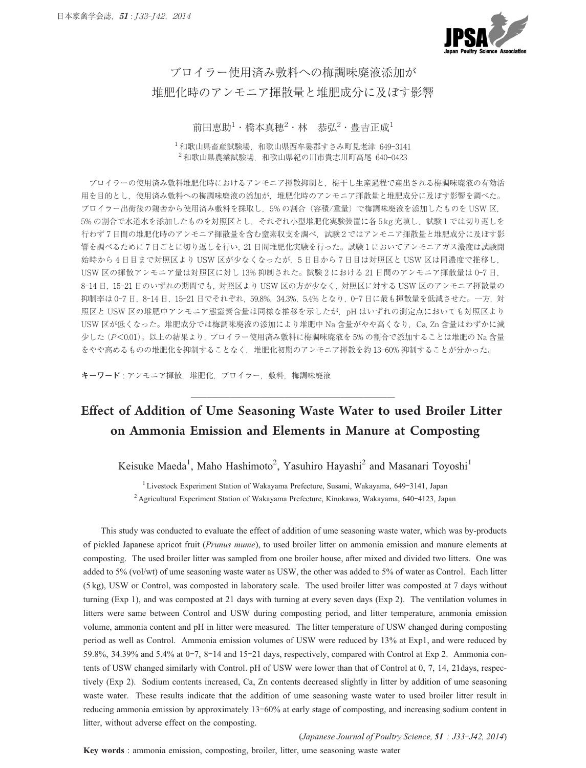# ブロイラー使用済み敷料への梅調味廃液添加が堆肥化時のアンモニア揮散量と堆肥成分に及ぼす影響

前田恵助[1]・橋本真穂[2]・林　恭弘[2]・豊吉正成[1]

[1] 和歌山県畜産試験場，和歌山県西牟婁郡すさみ町見老津 649-3141
[2] 和歌山県農業試験場，和歌山県紀の川市貴志川町高尾 640-0423

ブロイラーの使用済み敷料堆肥化時におけるアンモニア揮散抑制と，梅干し生産過程で産出される梅調味廃液の有効活用を目的とし，使用済み敷料への梅調味廃液の添加が，堆肥化時のアンモニア揮散量と堆肥成分に及ぼす影響を調べた。ブロイラー出荷後の鶏舎から使用済み敷料を採取し，5% の割合（容積/重量）で梅調味廃液を添加したものを USW 区，5% の割合で水道水を添加したものを対照区とし，それぞれ小型堆肥化実験装置に各 5kg 充填し，試験 1 では切り返しを行わず 7 日間の堆肥化時のアンモニア揮散量を含む窒素収支を調べ，試験 2 ではアンモニア揮散量と堆肥成分に及ぼす影響を調べるために 7 日ごとに切り返しを行い，21 日間堆肥化実験を行った。試験 1 においてアンモニアガス濃度は試験開始時から 4 日目まで対照区より USW 区が少なくなったが，5 日目から 7 日目は対照区と USW 区は同濃度で推移し，USW 区の揮散アンモニア量は対照区に対し 13% 抑制された。試験 2 における 21 日間のアンモニア揮散量は 0-7 日，8-14 日，15-21 日のいずれの期間でも，対照区より USW 区の方が少なく，対照区に対する USW 区のアンモニア揮散量の抑制率は 0-7 日，8-14 日，15-21 日でそれぞれ，59.8%，34.3%，5.4% となり，0-7 日に最も揮散量を低減させた。一方，対照区と USW 区の堆肥中アンモニア態窒素含量は同様な推移を示したが，pH はいずれの測定点においても対照区より USW 区が低くなった。堆肥成分では梅調味廃液の添加により堆肥中 Na 含量がやや高くなり，Ca, Zn 含量はわずかに減少した（$P<0.01$）。以上の結果より，ブロイラー使用済み敷料に梅調味廃液を 5% の割合で添加することは堆肥の Na 含量をやや高めるものの堆肥化を抑制することなく，堆肥化初期のアンモニア揮散を約 13-60% 抑制することが分かった。

**キーワード**：アンモニア揮散，堆肥化，ブロイラー，敷料，梅調味廃液

---

# Effect of Addition of Ume Seasoning Waste Water to used Broiler Litter on Ammonia Emission and Elements in Manure at Composting

Keisuke Maeda[1], Maho Hashimoto[2], Yasuhiro Hayashi[2] and Masanari Toyoshi[1]

[1] Livestock Experiment Station of Wakayama Prefecture, Susami, Wakayama, 649-3141, Japan
[2] Agricultural Experiment Station of Wakayama Prefecture, Kinokawa, Wakayama, 640-4123, Japan

This study was conducted to evaluate the effect of addition of ume seasoning waste water, which was by-products of pickled Japanese apricot fruit (*Prunus mume*), to used broiler litter on ammonia emission and manure elements at composting. The used broiler litter was sampled from one broiler house, after mixed and divided two litters. One was added to 5% (vol/wt) of ume seasoning waste water as USW, the other was added to 5% of water as Control. Each litter (5 kg), USW or Control, was composted in laboratory scale. The used broiler litter was composted at 7 days without turning (Exp 1), and was composted at 21 days with turning at every seven days (Exp 2). The ventilation volumes in litters were same between Control and USW during composting period, and litter temperature, ammonia emission volume, ammonia content and pH in litter were measured. The litter temperature of USW changed during composting period as well as Control. Ammonia emission volumes of USW were reduced by 13% at Exp1, and were reduced by 59.8%, 34.39% and 5.4% at 0-7, 8-14 and 15-21 days, respectively, compared with Control at Exp 2. Ammonia contents of USW changed similarly with Control. pH of USW were lower than that of Control at 0, 7, 14, 21days, respectively (Exp 2). Sodium contents increased, Ca, Zn contents decreased slightly in litter by addition of ume seasoning waste water. These results indicate that the addition of ume seasoning waste water to used broiler litter result in reducing ammonia emission by approximately 13-60% at early stage of composting, and increasing sodium content in litter, without adverse effect on the composting.

(*Japanese Journal of Poultry Science*, **51** : J33-J42, 2014)

**Key words** : ammonia emission, composting, broiler, litter, ume seasoning waste water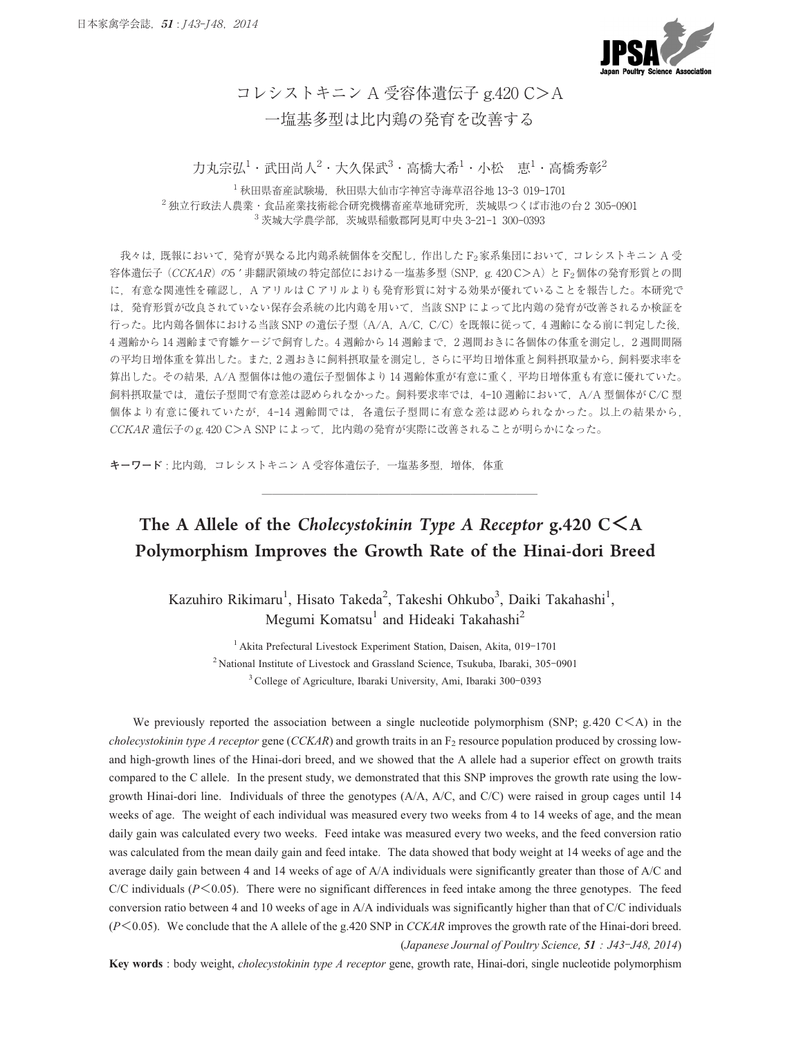# コレシストキニン A 受容体遺伝子 g.420 C>A 一塩基多型は比内鶏の発育を改善する

力丸宗弘[1]・武田尚人[2]・大久保武[3]・高橋大希[1]・小松　恵[1]・高橋秀彰[2]

[1] 秋田県畜産試験場，秋田県大仙市字神宮寺海草沼谷地 13-3 019-1701

[2] 独立行政法人農業・食品産業技術総合研究機構畜産草地研究所，茨城県つくば市池の台 2 305-0901

[3] 茨城大学農学部，茨城県稲敷郡阿見町中央 3-21-1 300-0393

我々は，既報において，発育が異なる比内鶏系統個体を交配し，作出した $F_2$ 家系集団において，コレシストキニン A 受容体遺伝子（*CCKAR*）の5′非翻訳領域の特定部位における一塩基多型（SNP，g. 420 C>A）と $F_2$ 個体の発育形質との間に，有意な関連性を確認し，A アリルは C アリルよりも発育形質に対する効果が優れていることを報告した。本研究では，発育形質が改良されていない保存会系統の比内鶏を用いて，当該 SNP によって比内鶏の発育が改善されるか検証を行った。比内鶏各個体における当該 SNP の遺伝子型（A/A，A/C，C/C）を既報に従って，4 週齢になる前に判定した後，4 週齢から 14 週齢まで育雛ケージで飼育した。4 週齢から 14 週齢まで，2 週間おきに各個体の体重を測定し，2 週間間隔の平均日増体重を算出した。また，2 週おきに飼料摂取量を測定し，さらに平均日増体重と飼料摂取量から，飼料要求率を算出した。その結果，A/A 型個体は他の遺伝子型個体より 14 週齢体重が有意に重く，平均日増体重も有意に優れていた。飼料摂取量では，遺伝子型間で有意差は認められなかった。飼料要求率では，4-10 週齢において，A/A 型個体が C/C 型個体より有意に優れていたが，4-14 週齢間では，各遺伝子型間に有意な差は認められなかった。以上の結果から，*CCKAR* 遺伝子の g. 420 C>A SNP によって，比内鶏の発育が実際に改善されることが明らかになった。

**キーワード**：比内鶏，コレシストキニン A 受容体遺伝子，一塩基多型，増体，体重

---

# The A Allele of the *Cholecystokinin Type A Receptor* g.420 C<A Polymorphism Improves the Growth Rate of the Hinai-dori Breed

Kazuhiro Rikimaru[1], Hisato Takeda[2], Takeshi Ohkubo[3], Daiki Takahashi[1], Megumi Komatsu[1] and Hideaki Takahashi[2]

[1] Akita Prefectural Livestock Experiment Station, Daisen, Akita, 019-1701

[2] National Institute of Livestock and Grassland Science, Tsukuba, Ibaraki, 305-0901

[3] College of Agriculture, Ibaraki University, Ami, Ibaraki 300-0393

We previously reported the association between a single nucleotide polymorphism (SNP; g.420 C<A) in the *cholecystokinin type A receptor* gene (*CCKAR*) and growth traits in an $F_2$ resource population produced by crossing low- and high-growth lines of the Hinai-dori breed, and we showed that the A allele had a superior effect on growth traits compared to the C allele. In the present study, we demonstrated that this SNP improves the growth rate using the low-growth Hinai-dori line. Individuals of three the genotypes (A/A, A/C, and C/C) were raised in group cages until 14 weeks of age. The weight of each individual was measured every two weeks from 4 to 14 weeks of age, and the mean daily gain was calculated every two weeks. Feed intake was measured every two weeks, and the feed conversion ratio was calculated from the mean daily gain and feed intake. The data showed that body weight at 14 weeks of age and the average daily gain between 4 and 14 weeks of age of A/A individuals were significantly greater than those of A/C and C/C individuals ($P<0.05$). There were no significant differences in feed intake among the three genotypes. The feed conversion ratio between 4 and 10 weeks of age in A/A individuals was significantly higher than that of C/C individuals ($P<0.05$). We conclude that the A allele of the g.420 SNP in *CCKAR* improves the growth rate of the Hinai-dori breed.

(*Japanese Journal of Poultry Science, 51：J43-J48, 2014*)

**Key words**：body weight, *cholecystokinin type A receptor* gene, growth rate, Hinai-dori, single nucleotide polymorphism